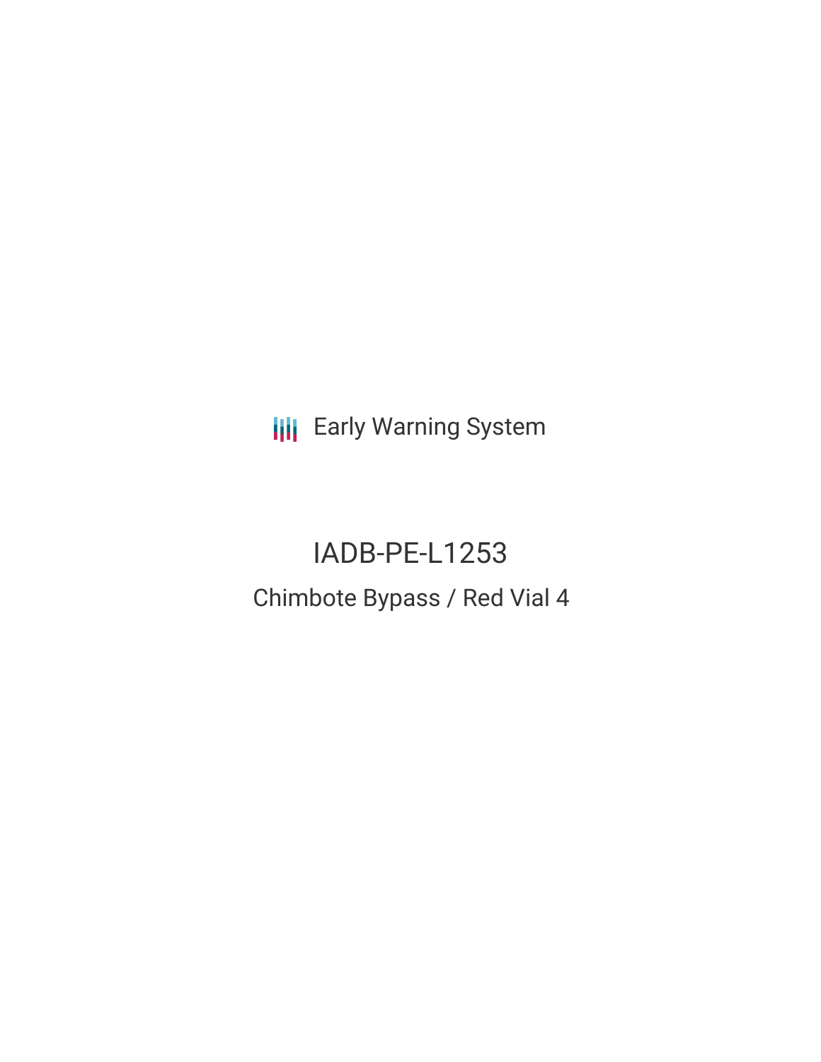Early Warning System

# IADB-PE-L1253

## Chimbote Bypass / Red Vial 4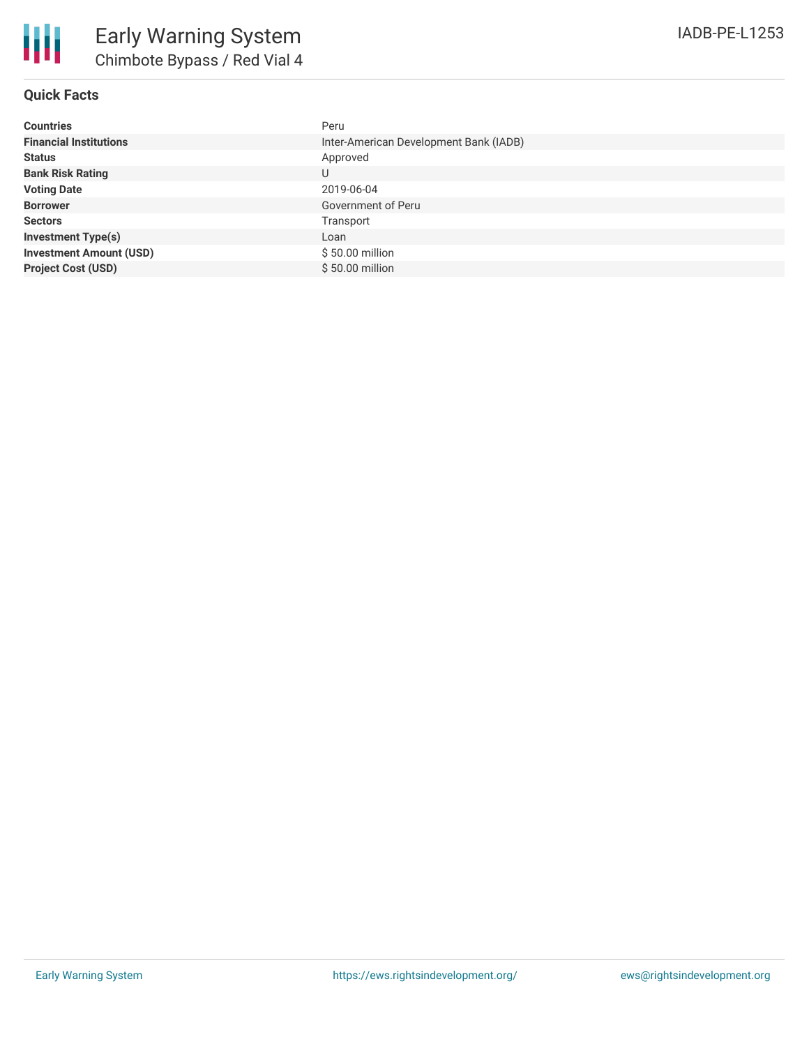# Early Warning System

## Chimbote Bypass / Red Vial 4

IADB-PE-L1253

### Quick Facts

| | |
|---|---|
| **Countries** | Peru |
| **Financial Institutions** | Inter-American Development Bank (IADB) |
| **Status** | Approved |
| **Bank Risk Rating** | U |
| **Voting Date** | 2019-06-04 |
| **Borrower** | Government of Peru |
| **Sectors** | Transport |
| **Investment Type(s)** | Loan |
| **Investment Amount (USD)** | $ 50.00 million |
| **Project Cost (USD)** | $ 50.00 million |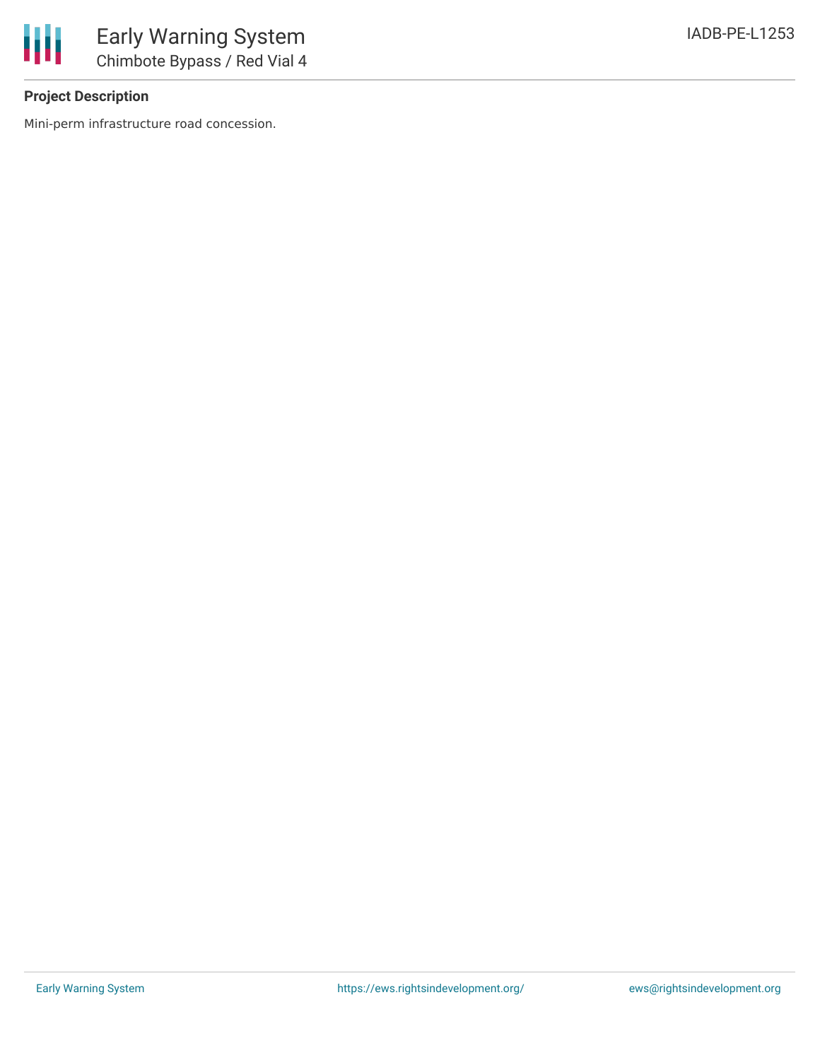**Project Description**

Mini-perm infrastructure road concession.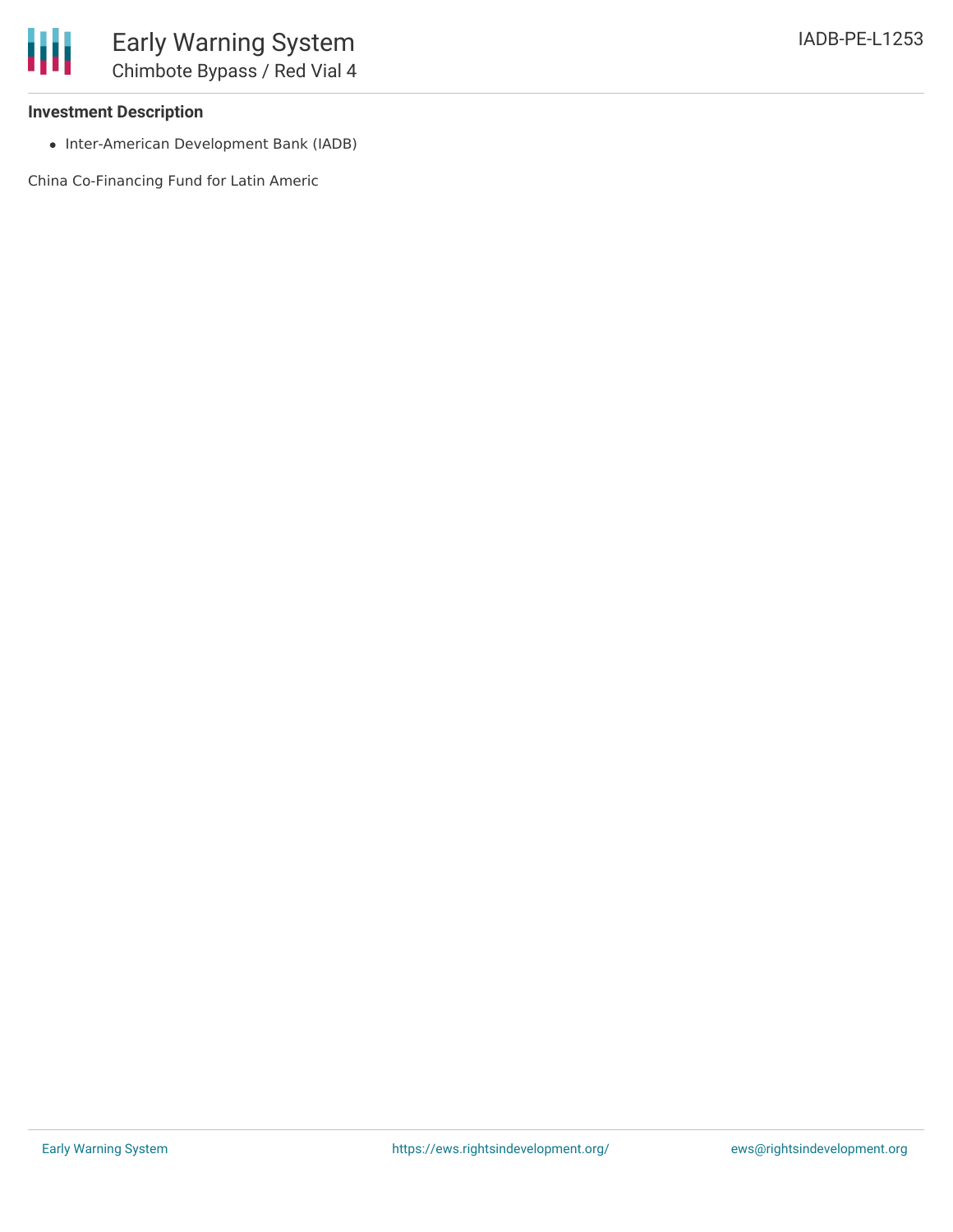**Investment Description**

- Inter-American Development Bank (IADB)

China Co-Financing Fund for Latin Americ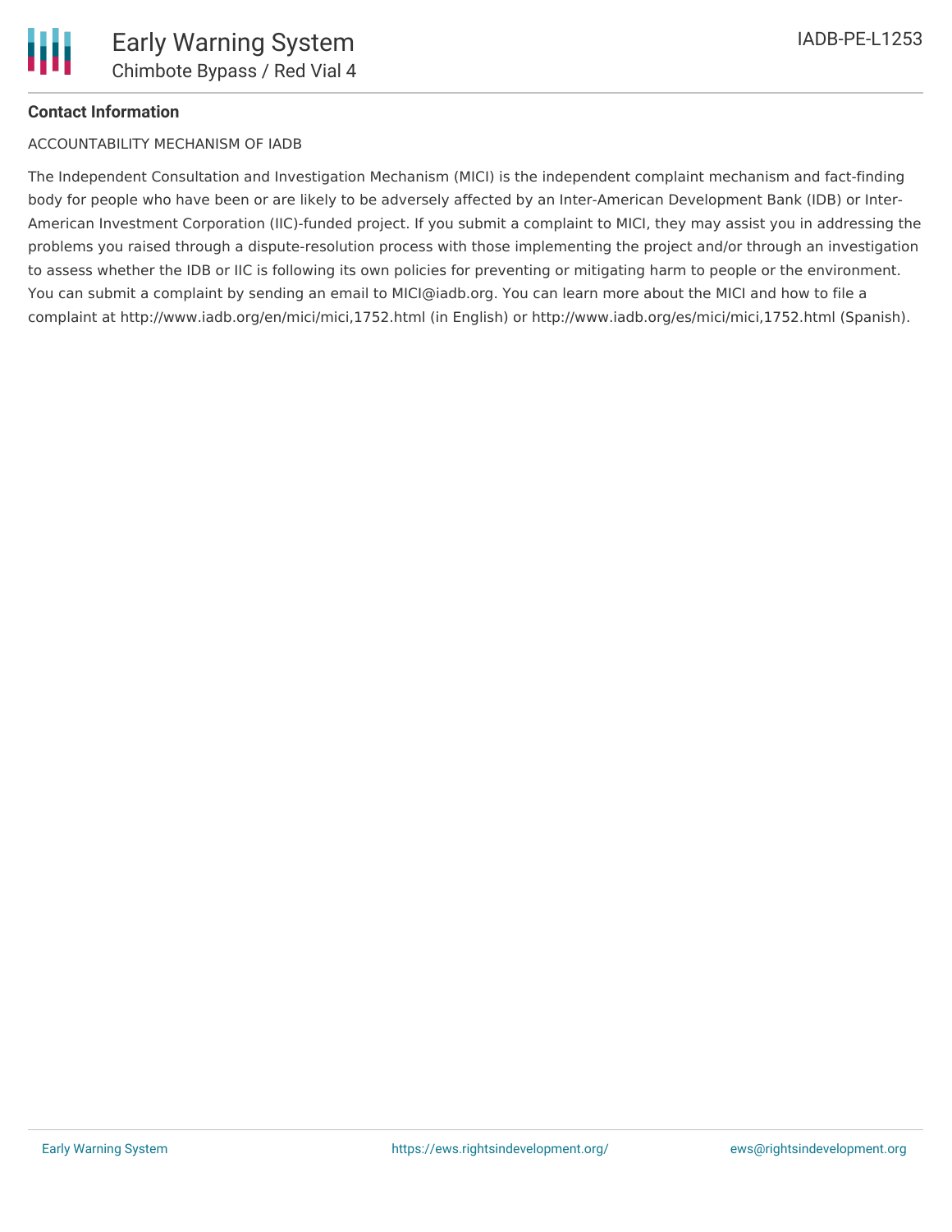**Contact Information**

ACCOUNTABILITY MECHANISM OF IADB

The Independent Consultation and Investigation Mechanism (MICI) is the independent complaint mechanism and fact-finding body for people who have been or are likely to be adversely affected by an Inter-American Development Bank (IDB) or Inter-American Investment Corporation (IIC)-funded project. If you submit a complaint to MICI, they may assist you in addressing the problems you raised through a dispute-resolution process with those implementing the project and/or through an investigation to assess whether the IDB or IIC is following its own policies for preventing or mitigating harm to people or the environment. You can submit a complaint by sending an email to MICI@iadb.org. You can learn more about the MICI and how to file a complaint at http://www.iadb.org/en/mici/mici,1752.html (in English) or http://www.iadb.org/es/mici/mici,1752.html (Spanish).